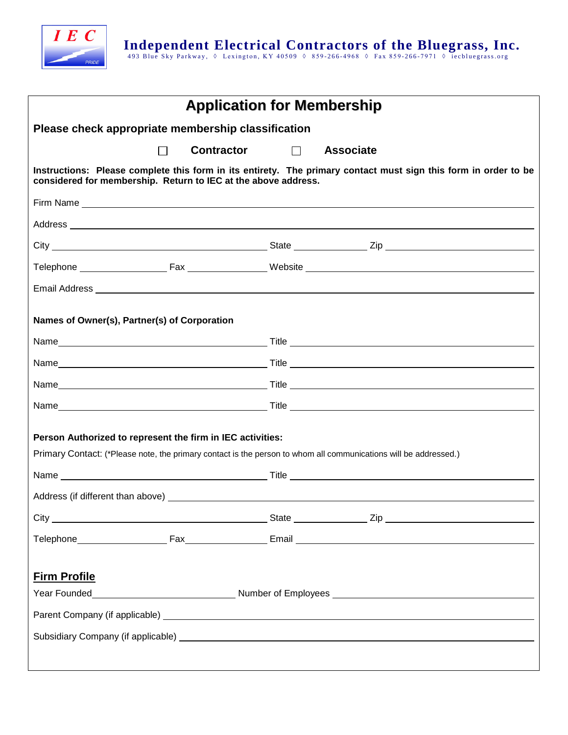# Independent Electrical Contractors of the Bluegrass, Inc.

493 Blue Sky Parkway, ◊ Lexington, KY 40509 ◊ 859-266-4968 ◊ Fax 859-266-7971 ◊ iecbluegrass.org

## Application for Membership

**Please check appropriate membership classification**

☐ **Contractor** ☐ **Associate**

**Instructions: Please complete this form in its entirety. The primary contact must sign this form in order to be considered for membership. Return to IEC at the above address.**

Firm Name ____________________

Address ____________________

City ____________________ State ____________ Zip ____________

Telephone ____________ Fax ____________ Website ____________

Email Address ____________________

**Names of Owner(s), Partner(s) of Corporation**

Name ____________________ Title ____________________

Name ____________________ Title ____________________

Name ____________________ Title ____________________

Name ____________________ Title ____________________

**Person Authorized to represent the firm in IEC activities:**

Primary Contact: (*Please note, the primary contact is the person to whom all communications will be addressed.)

Name ____________________ Title ____________________

Address (if different than above) ____________________

City ____________________ State ____________ Zip ____________

Telephone ____________ Fax ____________ Email ____________

### Firm Profile

Year Founded ____________ Number of Employees ____________

Parent Company (if applicable) ____________________

Subsidiary Company (if applicable) ____________________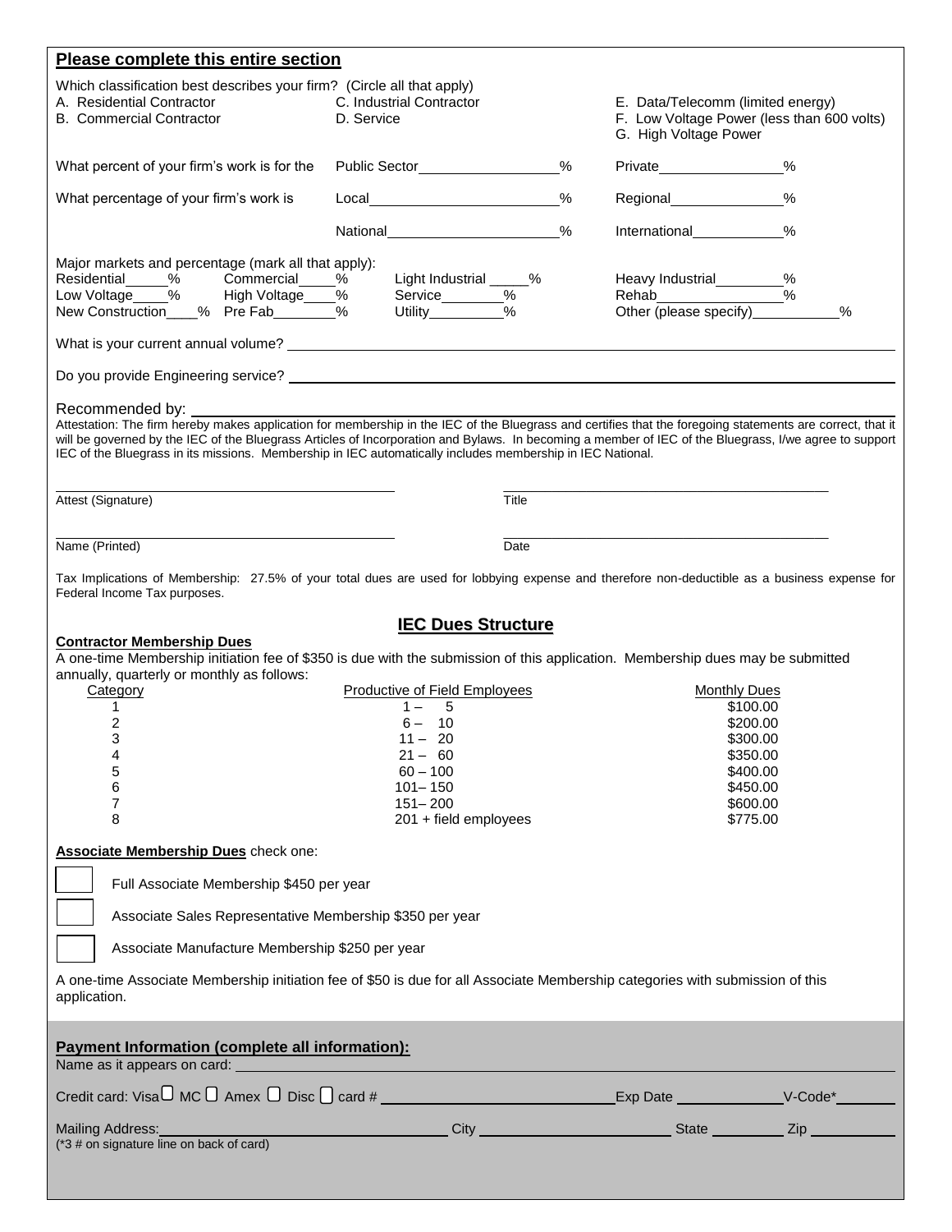## Please complete this entire section

Which classification best describes your firm? (Circle all that apply)

A. Residential Contractor
B. Commercial Contractor
C. Industrial Contractor
D. Service
E. Data/Telecomm (limited energy)
F. Low Voltage Power (less than 600 volts)
G. High Voltage Power

What percent of your firm's work is for the Public Sector__________% Private__________%

What percentage of your firm's work is Local__________% Regional__________%

National__________% International__________%

Major markets and percentage (mark all that apply):

Residential_____% Commercial_____% Light Industrial _____% Heavy Industrial_________%

Low Voltage_____% High Voltage____% Service________% Rehab__________%

New Construction____% Pre Fab________% Utility_________% Other (please specify)___________%

What is your current annual volume? ____________________________________________

Do you provide Engineering service? ____________________________________________

Recommended by: ____________________________________________

Attestation: The firm hereby makes application for membership in the IEC of the Bluegrass and certifies that the foregoing statements are correct, that it will be governed by the IEC of the Bluegrass Articles of Incorporation and Bylaws. In becoming a member of IEC of the Bluegrass, I/we agree to support IEC of the Bluegrass in its missions. Membership in IEC automatically includes membership in IEC National.

______________________________ ______________________________
Attest (Signature) Title

______________________________ ______________________________
Name (Printed) Date

Tax Implications of Membership: 27.5% of your total dues are used for lobbying expense and therefore non-deductible as a business expense for Federal Income Tax purposes.

## IEC Dues Structure

**Contractor Membership Dues**

A one-time Membership initiation fee of $350 is due with the submission of this application. Membership dues may be submitted annually, quarterly or monthly as follows:

| Category | Productive of Field Employees | Monthly Dues |
|---|---|---|
| 1 | 1 – 5 | $100.00 |
| 2 | 6 – 10 | $200.00 |
| 3 | 11 – 20 | $300.00 |
| 4 | 21 – 60 | $350.00 |
| 5 | 60 – 100 | $400.00 |
| 6 | 101 – 150 | $450.00 |
| 7 | 151 – 200 | $600.00 |
| 8 | 201 + field employees | $775.00 |

**Associate Membership Dues** check one:

☐ Full Associate Membership $450 per year

☐ Associate Sales Representative Membership $350 per year

☐ Associate Manufacture Membership $250 per year

A one-time Associate Membership initiation fee of $50 is due for all Associate Membership categories with submission of this application.

**Payment Information (complete all information):**

Name as it appears on card: ____________________________________________

Credit card: Visa ☐ MC ☐ Amex ☐ Disc ☐ card # ______________________ Exp Date __________ V-Code*______

Mailing Address: ______________________ City ______________________ State __________ Zip __________

(*3 # on signature line on back of card)